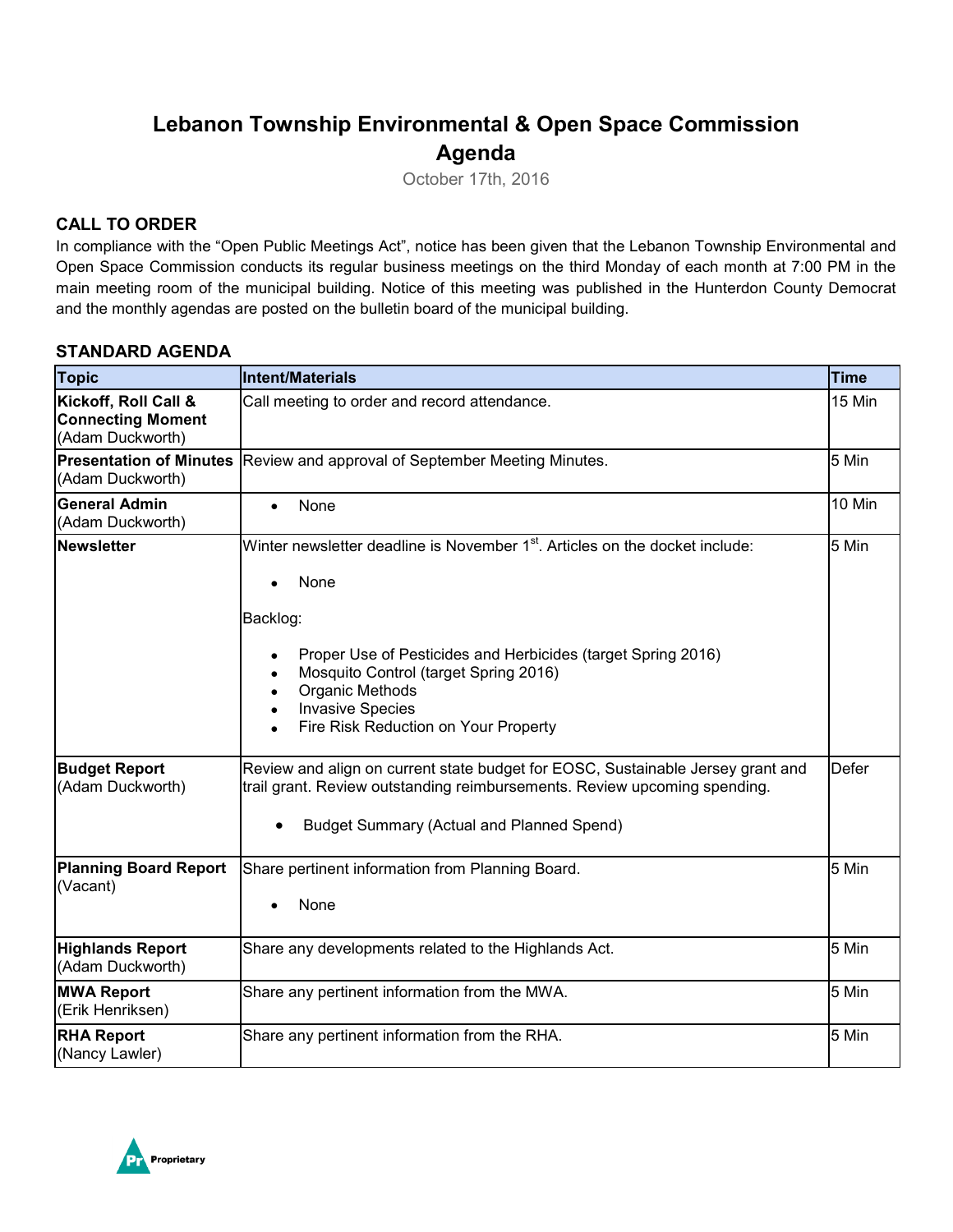# Lebanon Township Environmental & Open Space Commission Agenda

October 17th, 2016

## CALL TO ORDER

In compliance with the "Open Public Meetings Act", notice has been given that the Lebanon Township Environmental and Open Space Commission conducts its regular business meetings on the third Monday of each month at 7:00 PM in the main meeting room of the municipal building. Notice of this meeting was published in the Hunterdon County Democrat and the monthly agendas are posted on the bulletin board of the municipal building.

## STANDARD AGENDA

| Topic | Intent/Materials | Time |
|---|---|---|
| **Kickoff, Roll Call & Connecting Moment** (Adam Duckworth) | Call meeting to order and record attendance. | 15 Min |
| **Presentation of Minutes** (Adam Duckworth) | Review and approval of September Meeting Minutes. | 5 Min |
| **General Admin** (Adam Duckworth) | • None | 10 Min |
| **Newsletter** | Winter newsletter deadline is November 1st. Articles on the docket include: <br>• None <br><br>Backlog: <br>• Proper Use of Pesticides and Herbicides (target Spring 2016) <br>• Mosquito Control (target Spring 2016) <br>• Organic Methods <br>• Invasive Species <br>• Fire Risk Reduction on Your Property | 5 Min |
| **Budget Report** (Adam Duckworth) | Review and align on current state budget for EOSC, Sustainable Jersey grant and trail grant. Review outstanding reimbursements. Review upcoming spending. <br>• Budget Summary (Actual and Planned Spend) | Defer |
| **Planning Board Report** (Vacant) | Share pertinent information from Planning Board. <br>• None | 5 Min |
| **Highlands Report** (Adam Duckworth) | Share any developments related to the Highlands Act. | 5 Min |
| **MWA Report** (Erik Henriksen) | Share any pertinent information from the MWA. | 5 Min |
| **RHA Report** (Nancy Lawler) | Share any pertinent information from the RHA. | 5 Min |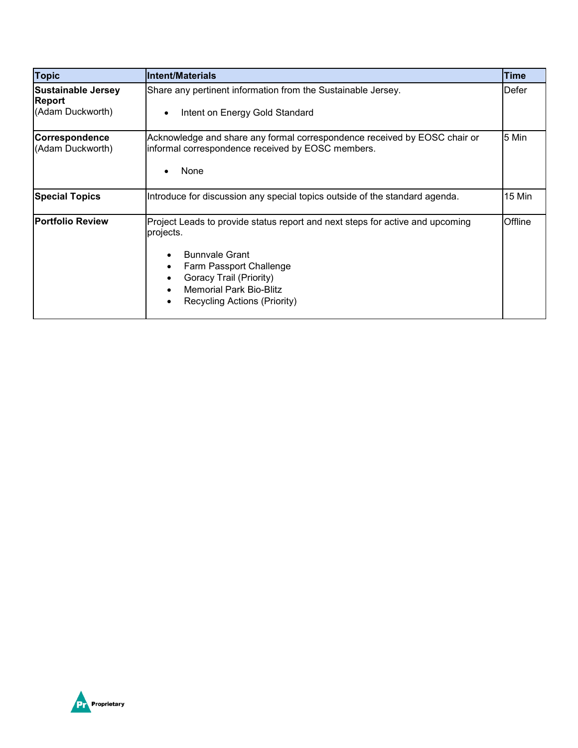| Topic | Intent/Materials | Time |
|---|---|---|
| **Sustainable Jersey Report** (Adam Duckworth) | Share any pertinent information from the Sustainable Jersey.<br><br>• Intent on Energy Gold Standard | Defer |
| **Correspondence** (Adam Duckworth) | Acknowledge and share any formal correspondence received by EOSC chair or informal correspondence received by EOSC members.<br><br>• None | 5 Min |
| **Special Topics** | Introduce for discussion any special topics outside of the standard agenda. | 15 Min |
| **Portfolio Review** | Project Leads to provide status report and next steps for active and upcoming projects.<br><br>• Bunnvale Grant<br>• Farm Passport Challenge<br>• Goracy Trail (Priority)<br>• Memorial Park Bio-Blitz<br>• Recycling Actions (Priority) | Offline |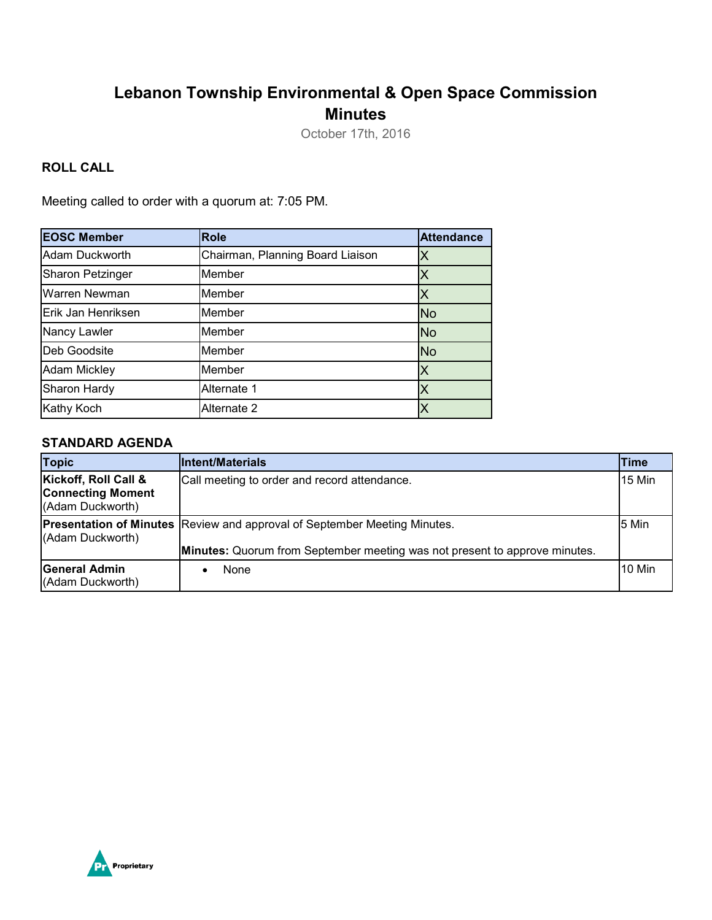# Lebanon Township Environmental & Open Space Commission Minutes

October 17th, 2016

## ROLL CALL

Meeting called to order with a quorum at: 7:05 PM.

| EOSC Member | Role | Attendance |
|---|---|---|
| Adam Duckworth | Chairman, Planning Board Liaison | X |
| Sharon Petzinger | Member | X |
| Warren Newman | Member | X |
| Erik Jan Henriksen | Member | No |
| Nancy Lawler | Member | No |
| Deb Goodsite | Member | No |
| Adam Mickley | Member | X |
| Sharon Hardy | Alternate 1 | X |
| Kathy Koch | Alternate 2 | X |

## STANDARD AGENDA

| Topic | Intent/Materials | Time |
|---|---|---|
| **Kickoff, Roll Call & Connecting Moment** (Adam Duckworth) | Call meeting to order and record attendance. | 15 Min |
| **Presentation of Minutes** (Adam Duckworth) | Review and approval of September Meeting Minutes. **Minutes:** Quorum from September meeting was not present to approve minutes. | 5 Min |
| **General Admin** (Adam Duckworth) | • None | 10 Min |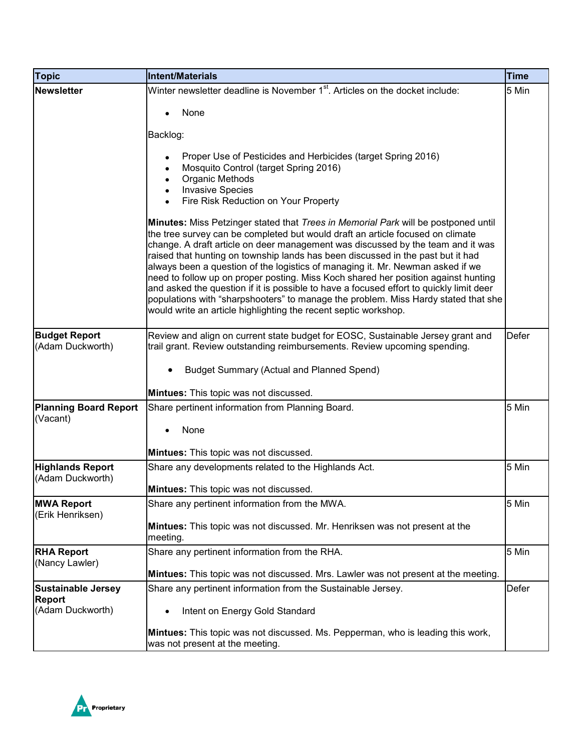| Topic | Intent/Materials | Time |
|---|---|---|
| **Newsletter** | Winter newsletter deadline is November 1st. Articles on the docket include:<br><br>• None<br><br>Backlog:<br><br>• Proper Use of Pesticides and Herbicides (target Spring 2016)<br>• Mosquito Control (target Spring 2016)<br>• Organic Methods<br>• Invasive Species<br>• Fire Risk Reduction on Your Property<br><br>**Minutes:** Miss Petzinger stated that *Trees in Memorial Park* will be postponed until the tree survey can be completed but would draft an article focused on climate change. A draft article on deer management was discussed by the team and it was raised that hunting on township lands has been discussed in the past but it had always been a question of the logistics of managing it. Mr. Newman asked if we need to follow up on proper posting. Miss Koch shared her position against hunting and asked the question if it is possible to have a focused effort to quickly limit deer populations with "sharpshooters" to manage the problem. Miss Hardy stated that she would write an article highlighting the recent septic workshop. | 5 Min |
| **Budget Report** (Adam Duckworth) | Review and align on current state budget for EOSC, Sustainable Jersey grant and trail grant. Review outstanding reimbursements. Review upcoming spending.<br><br>• Budget Summary (Actual and Planned Spend)<br><br>**Mintues:** This topic was not discussed. | Defer |
| **Planning Board Report** (Vacant) | Share pertinent information from Planning Board.<br><br>• None<br><br>**Mintues:** This topic was not discussed. | 5 Min |
| **Highlands Report** (Adam Duckworth) | Share any developments related to the Highlands Act.<br><br>**Mintues:** This topic was not discussed. | 5 Min |
| **MWA Report** (Erik Henriksen) | Share any pertinent information from the MWA.<br><br>**Mintues:** This topic was not discussed. Mr. Henriksen was not present at the meeting. | 5 Min |
| **RHA Report** (Nancy Lawler) | Share any pertinent information from the RHA.<br><br>**Mintues:** This topic was not discussed. Mrs. Lawler was not present at the meeting. | 5 Min |
| **Sustainable Jersey Report** (Adam Duckworth) | Share any pertinent information from the Sustainable Jersey.<br><br>• Intent on Energy Gold Standard<br><br>**Mintues:** This topic was not discussed. Ms. Pepperman, who is leading this work, was not present at the meeting. | Defer |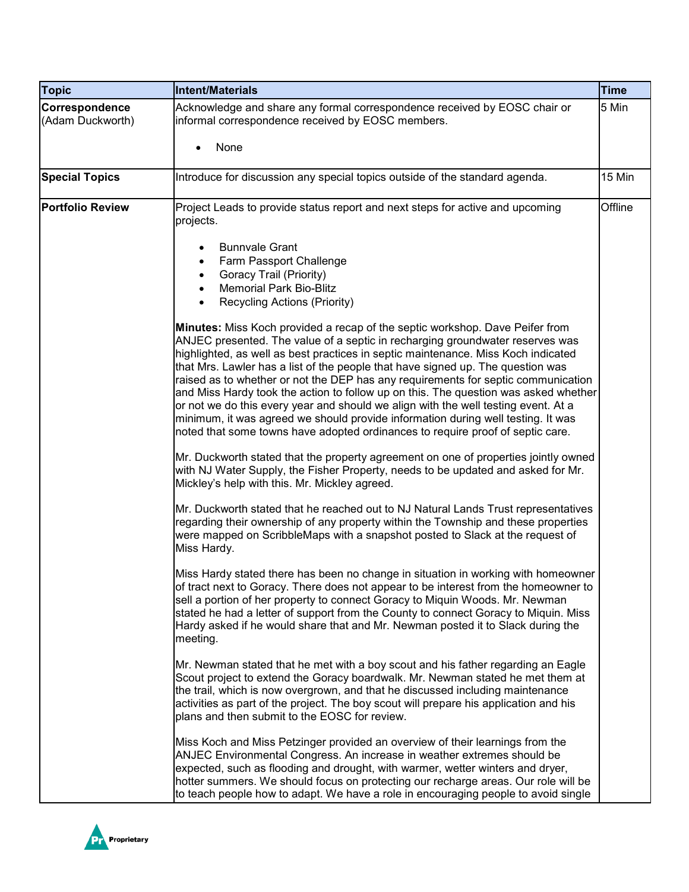| Topic | Intent/Materials | Time |
|---|---|---|
| **Correspondence** (Adam Duckworth) | Acknowledge and share any formal correspondence received by EOSC chair or informal correspondence received by EOSC members.<br><br>• None | 5 Min |
| **Special Topics** | Introduce for discussion any special topics outside of the standard agenda. | 15 Min |
| **Portfolio Review** | Project Leads to provide status report and next steps for active and upcoming projects.<br><br>• Bunnvale Grant<br>• Farm Passport Challenge<br>• Goracy Trail (Priority)<br>• Memorial Park Bio-Blitz<br>• Recycling Actions (Priority)<br><br>**Minutes:** Miss Koch provided a recap of the septic workshop. Dave Peifer from ANJEC presented. The value of a septic in recharging groundwater reserves was highlighted, as well as best practices in septic maintenance. Miss Koch indicated that Mrs. Lawler has a list of the people that have signed up. The question was raised as to whether or not the DEP has any requirements for septic communication and Miss Hardy took the action to follow up on this. The question was asked whether or not we do this every year and should we align with the well testing event. At a minimum, it was agreed we should provide information during well testing. It was noted that some towns have adopted ordinances to require proof of septic care.<br><br>Mr. Duckworth stated that the property agreement on one of properties jointly owned with NJ Water Supply, the Fisher Property, needs to be updated and asked for Mr. Mickley's help with this. Mr. Mickley agreed.<br><br>Mr. Duckworth stated that he reached out to NJ Natural Lands Trust representatives regarding their ownership of any property within the Township and these properties were mapped on ScribbleMaps with a snapshot posted to Slack at the request of Miss Hardy.<br><br>Miss Hardy stated there has been no change in situation in working with homeowner of tract next to Goracy. There does not appear to be interest from the homeowner to sell a portion of her property to connect Goracy to Miquin Woods. Mr. Newman stated he had a letter of support from the County to connect Goracy to Miquin. Miss Hardy asked if he would share that and Mr. Newman posted it to Slack during the meeting.<br><br>Mr. Newman stated that he met with a boy scout and his father regarding an Eagle Scout project to extend the Goracy boardwalk. Mr. Newman stated he met them at the trail, which is now overgrown, and that he discussed including maintenance activities as part of the project. The boy scout will prepare his application and his plans and then submit to the EOSC for review.<br><br>Miss Koch and Miss Petzinger provided an overview of their learnings from the ANJEC Environmental Congress. An increase in weather extremes should be expected, such as flooding and drought, with warmer, wetter winters and dryer, hotter summers. We should focus on protecting our recharge areas. Our role will be to teach people how to adapt. We have a role in encouraging people to avoid single | Offline |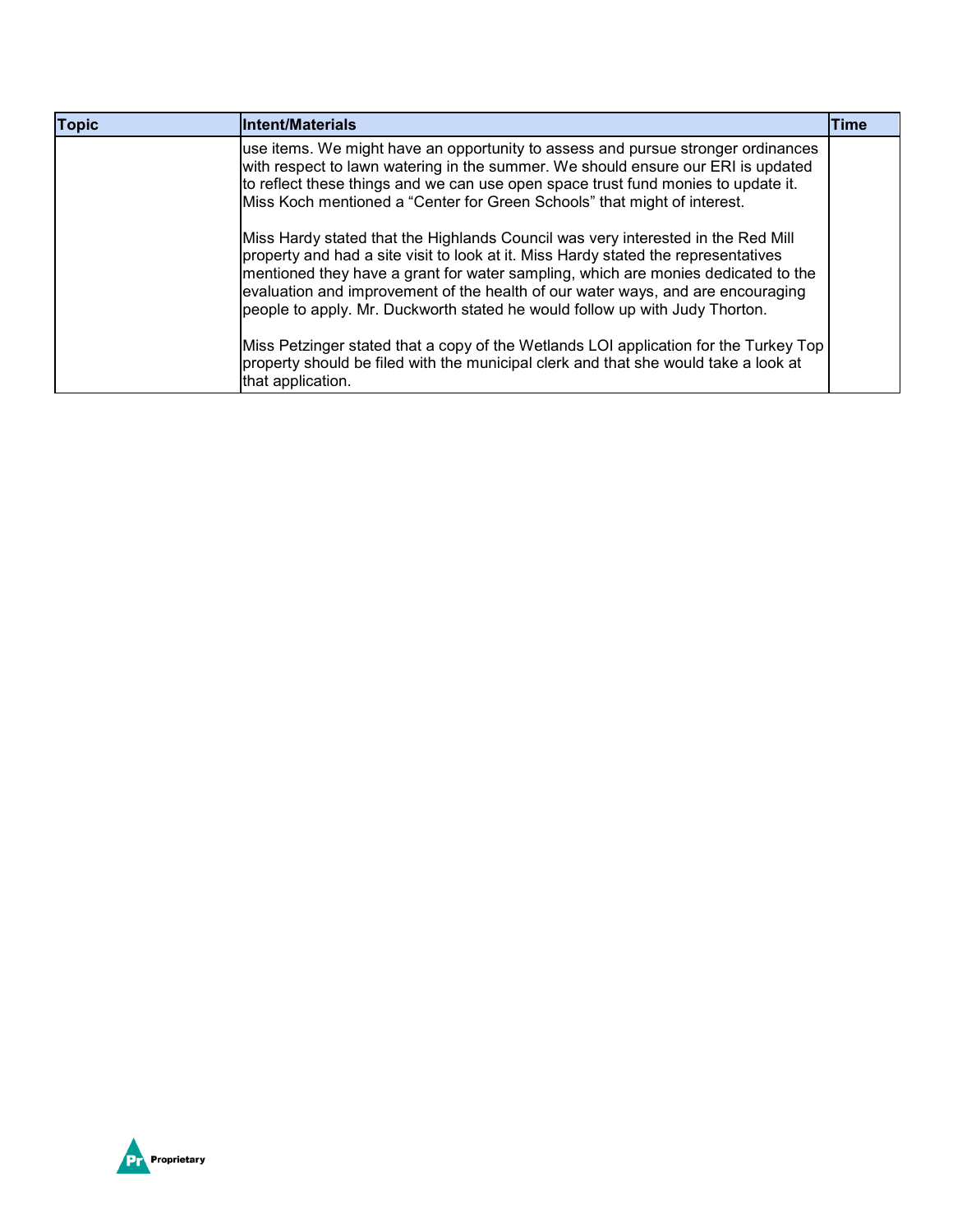| Topic | Intent/Materials | Time |
| --- | --- | --- |
| | use items. We might have an opportunity to assess and pursue stronger ordinances with respect to lawn watering in the summer. We should ensure our ERI is updated to reflect these things and we can use open space trust fund monies to update it. Miss Koch mentioned a "Center for Green Schools" that might of interest.<br><br>Miss Hardy stated that the Highlands Council was very interested in the Red Mill property and had a site visit to look at it. Miss Hardy stated the representatives mentioned they have a grant for water sampling, which are monies dedicated to the evaluation and improvement of the health of our water ways, and are encouraging people to apply. Mr. Duckworth stated he would follow up with Judy Thorton.<br><br>Miss Petzinger stated that a copy of the Wetlands LOI application for the Turkey Top property should be filed with the municipal clerk and that she would take a look at that application. | |

Proprietary